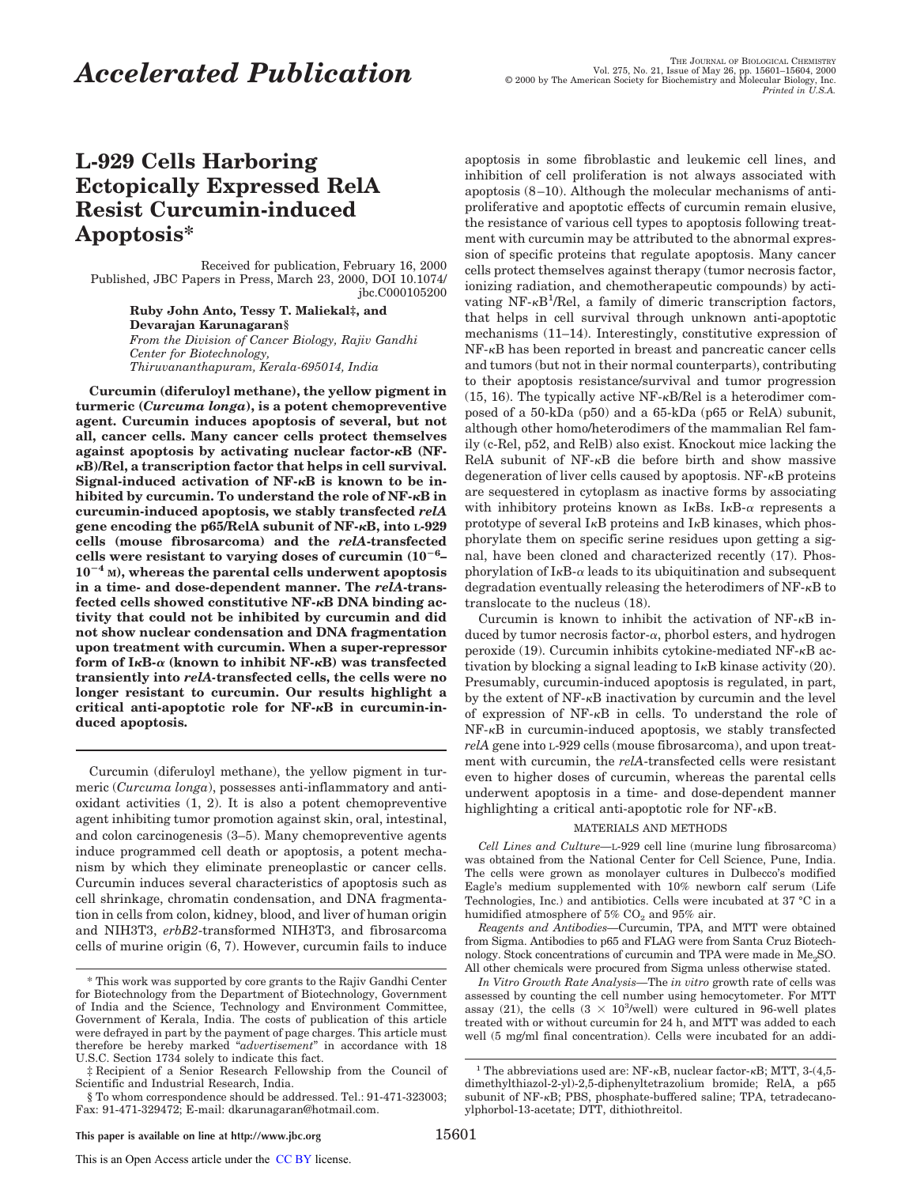# L-929 Cells Harboring Ectopically Expressed RelA Resist Curcumin-induced Apoptosis*

Received for publication, February 16, 2000
Published, JBC Papers in Press, March 23, 2000, DOI 10.1074/jbc.C000105200

**Ruby John Anto, Tessy T. Maliekal‡, and Devarajan Karunagaran§**

*From the Division of Cancer Biology, Rajiv Gandhi Center for Biotechnology, Thiruvananthapuram, Kerala-695014, India*

**Curcumin (diferuloyl methane), the yellow pigment in turmeric (*Curcuma longa*), is a potent chemopreventive agent. Curcumin induces apoptosis of several, but not all, cancer cells. Many cancer cells protect themselves against apoptosis by activating nuclear factor-κB (NF-κB)/Rel, a transcription factor that helps in cell survival. Signal-induced activation of NF-κB is known to be inhibited by curcumin. To understand the role of NF-κB in curcumin-induced apoptosis, we stably transfected *relA* gene encoding the p65/RelA subunit of NF-κB, into L-929 cells (mouse fibrosarcoma) and the *relA*-transfected cells were resistant to varying doses of curcumin ($10^{-6}$–$10^{-4}$ M), whereas the parental cells underwent apoptosis in a time- and dose-dependent manner. The *relA*-transfected cells showed constitutive NF-κB DNA binding activity that could not be inhibited by curcumin and did not show nuclear condensation and DNA fragmentation upon treatment with curcumin. When a super-repressor form of IκB-α (known to inhibit NF-κB) was transfected transiently into *relA*-transfected cells, the cells were no longer resistant to curcumin. Our results highlight a critical anti-apoptotic role for NF-κB in curcumin-induced apoptosis.**

Curcumin (diferuloyl methane), the yellow pigment in turmeric (*Curcuma longa*), possesses anti-inflammatory and antioxidant activities (1, 2). It is also a potent chemopreventive agent inhibiting tumor promotion against skin, oral, intestinal, and colon carcinogenesis (3–5). Many chemopreventive agents induce programmed cell death or apoptosis, a potent mechanism by which they eliminate preneoplastic or cancer cells. Curcumin induces several characteristics of apoptosis such as cell shrinkage, chromatin condensation, and DNA fragmentation in cells from colon, kidney, blood, and liver of human origin and NIH3T3, *erbB2*-transformed NIH3T3, and fibrosarcoma cells of murine origin (6, 7). However, curcumin fails to induce apoptosis in some fibroblastic and leukemic cell lines, and inhibition of cell proliferation is not always associated with apoptosis (8–10). Although the molecular mechanisms of antiproliferative and apoptotic effects of curcumin remain elusive, the resistance of various cell types to apoptosis following treatment with curcumin may be attributed to the abnormal expression of specific proteins that regulate apoptosis. Many cancer cells protect themselves against therapy (tumor necrosis factor, ionizing radiation, and chemotherapeutic compounds) by activating NF-κB[1]/Rel, a family of dimeric transcription factors, that helps in cell survival through unknown anti-apoptotic mechanisms (11–14). Interestingly, constitutive expression of NF-κB has been reported in breast and pancreatic cancer cells and tumors (but not in their normal counterparts), contributing to their apoptosis resistance/survival and tumor progression (15, 16). The typically active NF-κB/Rel is a heterodimer composed of a 50-kDa (p50) and a 65-kDa (p65 or RelA) subunit, although other homo/heterodimers of the mammalian Rel family (c-Rel, p52, and RelB) also exist. Knockout mice lacking the RelA subunit of NF-κB die before birth and show massive degeneration of liver cells caused by apoptosis. NF-κB proteins are sequestered in cytoplasm as inactive forms by associating with inhibitory proteins known as IκBs. IκB-α represents a prototype of several IκB proteins and IκB kinases, which phosphorylate them on specific serine residues upon getting a signal, have been cloned and characterized recently (17). Phosphorylation of IκB-α leads to its ubiquitination and subsequent degradation eventually releasing the heterodimers of NF-κB to translocate to the nucleus (18).

Curcumin is known to inhibit the activation of NF-κB induced by tumor necrosis factor-α, phorbol esters, and hydrogen peroxide (19). Curcumin inhibits cytokine-mediated NF-κB activation by blocking a signal leading to IκB kinase activity (20). Presumably, curcumin-induced apoptosis is regulated, in part, by the extent of NF-κB inactivation by curcumin and the level of expression of NF-κB in cells. To understand the role of NF-κB in curcumin-induced apoptosis, we stably transfected *relA* gene into L-929 cells (mouse fibrosarcoma), and upon treatment with curcumin, the *relA*-transfected cells were resistant even to higher doses of curcumin, whereas the parental cells underwent apoptosis in a time- and dose-dependent manner highlighting a critical anti-apoptotic role for NF-κB.

## MATERIALS AND METHODS

*Cell Lines and Culture*—L-929 cell line (murine lung fibrosarcoma) was obtained from the National Center for Cell Science, Pune, India. The cells were grown as monolayer cultures in Dulbecco's modified Eagle's medium supplemented with 10% newborn calf serum (Life Technologies, Inc.) and antibiotics. Cells were incubated at 37 °C in a humidified atmosphere of 5% $CO_2$ and 95% air.

*Reagents and Antibodies*—Curcumin, TPA, and MTT were obtained from Sigma. Antibodies to p65 and FLAG were from Santa Cruz Biotechnology. Stock concentrations of curcumin and TPA were made in $Me_2SO$. All other chemicals were procured from Sigma unless otherwise stated.

*In Vitro Growth Rate Analysis*—The *in vitro* growth rate of cells was assessed by counting the cell number using hemocytometer. For MTT assay (21), the cells ($3 \times 10^3$/well) were cultured in 96-well plates treated with or without curcumin for 24 h, and MTT was added to each well (5 mg/ml final concentration). Cells were incubated for an addi-

\* This work was supported by core grants to the Rajiv Gandhi Center for Biotechnology from the Department of Biotechnology, Government of India and the Science, Technology and Environment Committee, Government of Kerala, India. The costs of publication of this article were defrayed in part by the payment of page charges. This article must therefore be hereby marked "*advertisement*" in accordance with 18 U.S.C. Section 1734 solely to indicate this fact.

‡ Recipient of a Senior Research Fellowship from the Council of Scientific and Industrial Research, India.

§ To whom correspondence should be addressed. Tel.: 91-471-323003; Fax: 91-471-329472; E-mail: dkarunagaran@hotmail.com.

[1] The abbreviations used are: NF-κB, nuclear factor-κB; MTT, 3-(4,5-dimethylthiazol-2-yl)-2,5-diphenyltetrazolium bromide; RelA, a p65 subunit of NF-κB; PBS, phosphate-buffered saline; TPA, tetradecanoylphorbol-13-acetate; DTT, dithiothreitol.

This paper is available on line at http://www.jbc.org

This is an Open Access article under the CC BY license.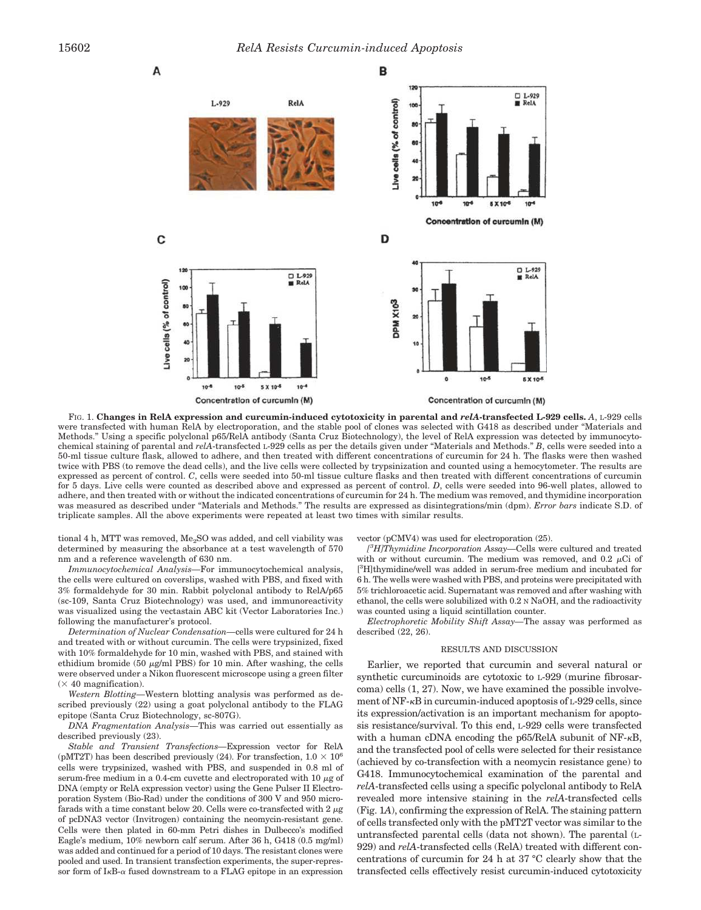FIG. 1. **Changes in RelA expression and curcumin-induced cytotoxicity in parental and *relA*-transfected L-929 cells.** *A*, L-929 cells were transfected with human RelA by electroporation, and the stable pool of clones was selected with G418 as described under "Materials and Methods." Using a specific polyclonal p65/RelA antibody (Santa Cruz Biotechnology), the level of RelA expression was detected by immunocytochemical staining of parental and *relA*-transfected L-929 cells as per the details given under "Materials and Methods." *B*, cells were seeded into a 50-ml tissue culture flask, allowed to adhere, and then treated with different concentrations of curcumin for 24 h. The flasks were then washed twice with PBS (to remove the dead cells), and the live cells were collected by trypsinization and counted using a hemocytometer. The results are expressed as percent of control. *C*, cells were seeded into 50-ml tissue culture flasks and then treated with different concentrations of curcumin for 5 days. Live cells were counted as described above and expressed as percent of control. *D*, cells were seeded into 96-well plates, allowed to adhere, and then treated with or without the indicated concentrations of curcumin for 24 h. The medium was removed, and thymidine incorporation was measured as described under "Materials and Methods." The results are expressed as disintegrations/min (dpm). *Error bars* indicate S.D. of triplicate samples. All the above experiments were repeated at least two times with similar results.

tional 4 h, MTT was removed, $Me_2SO$ was added, and cell viability was determined by measuring the absorbance at a test wavelength of 570 nm and a reference wavelength of 630 nm.

*Immunocytochemical Analysis*—For immunocytochemical analysis, the cells were cultured on coverslips, washed with PBS, and fixed with 3% formaldehyde for 30 min. Rabbit polyclonal antibody to RelA/p65 (sc-109, Santa Cruz Biotechnology) was used, and immunoreactivity was visualized using the vectastain ABC kit (Vector Laboratories Inc.) following the manufacturer's protocol.

*Determination of Nuclear Condensation*—cells were cultured for 24 h and treated with or without curcumin. The cells were trypsinized, fixed with 10% formaldehyde for 10 min, washed with PBS, and stained with ethidium bromide (50 μg/ml PBS) for 10 min. After washing, the cells were observed under a Nikon fluorescent microscope using a green filter (× 40 magnification).

*Western Blotting*—Western blotting analysis was performed as described previously (22) using a goat polyclonal antibody to the FLAG epitope (Santa Cruz Biotechnology, sc-807G).

*DNA Fragmentation Analysis*—This was carried out essentially as described previously (23).

*Stable and Transient Transfections*—Expression vector for RelA (pMT2T) has been described previously (24). For transfection, $1.0 \times 10^6$ cells were trypsinized, washed with PBS, and suspended in 0.8 ml of serum-free medium in a 0.4-cm cuvette and electroporated with 10 μg of DNA (empty or RelA expression vector) using the Gene Pulser II Electroporation System (Bio-Rad) under the conditions of 300 V and 950 microfarads with a time constant below 20. Cells were co-transfected with 2 μg of pcDNA3 vector (Invitrogen) containing the neomycin-resistant gene. Cells were then plated in 60-mm Petri dishes in Dulbecco's modified Eagle's medium, 10% newborn calf serum. After 36 h, G418 (0.5 mg/ml) was added and continued for a period of 10 days. The resistant clones were pooled and used. In transient transfection experiments, the super-repressor form of IκB-α fused downstream to a FLAG epitope in an expression vector (pCMV4) was used for electroporation (25).

*[$^3$H]Thymidine Incorporation Assay*—Cells were cultured and treated with or without curcumin. The medium was removed, and 0.2 μCi of [$^3$H]thymidine/well was added in serum-free medium and incubated for 6 h. The wells were washed with PBS, and proteins were precipitated with 5% trichloroacetic acid. Supernatant was removed and after washing with ethanol, the cells were solubilized with 0.2 N NaOH, and the radioactivity was counted using a liquid scintillation counter.

*Electrophoretic Mobility Shift Assay*—The assay was performed as described (22, 26).

## RESULTS AND DISCUSSION

Earlier, we reported that curcumin and several natural or synthetic curcuminoids are cytotoxic to L-929 (murine fibrosarcoma) cells (1, 27). Now, we have examined the possible involvement of NF-κB in curcumin-induced apoptosis of L-929 cells, since its expression/activation is an important mechanism for apoptosis resistance/survival. To this end, L-929 cells were transfected with a human cDNA encoding the p65/RelA subunit of NF-κB, and the transfected pool of cells were selected for their resistance (achieved by co-transfection with a neomycin resistance gene) to G418. Immunocytochemical examination of the parental and *relA*-transfected cells using a specific polyclonal antibody to RelA revealed more intensive staining in the *relA*-transfected cells (Fig. 1*A*), confirming the expression of RelA. The staining pattern of cells transfected only with the pMT2T vector was similar to the untransfected parental cells (data not shown). The parental (L-929) and *relA*-transfected cells (RelA) treated with different concentrations of curcumin for 24 h at 37 °C clearly show that the transfected cells effectively resist curcumin-induced cytotoxicity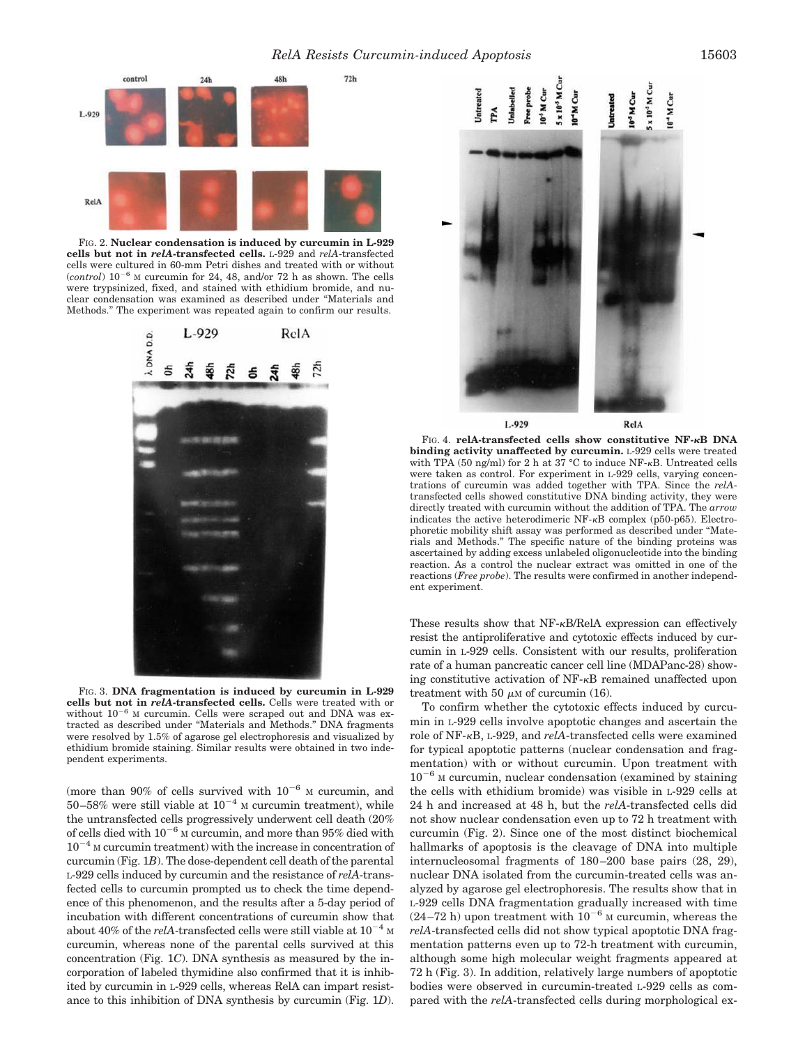FIG. 2. **Nuclear condensation is induced by curcumin in L-929 cells but not in *relA*-transfected cells.** L-929 and *relA*-transfected cells were cultured in 60-mm Petri dishes and treated with or without (*control*) $10^{-6}$ M curcumin for 24, 48, and/or 72 h as shown. The cells were trypsinized, fixed, and stained with ethidium bromide, and nuclear condensation was examined as described under "Materials and Methods." The experiment was repeated again to confirm our results.

FIG. 3. **DNA fragmentation is induced by curcumin in L-929 cells but not in *relA*-transfected cells.** Cells were treated with or without $10^{-6}$ M curcumin. Cells were scraped out and DNA was extracted as described under "Materials and Methods." DNA fragments were resolved by 1.5% of agarose gel electrophoresis and visualized by ethidium bromide staining. Similar results were obtained in two independent experiments.

(more than 90% of cells survived with $10^{-6}$ M curcumin, and 50–58% were still viable at $10^{-4}$ M curcumin treatment), while the untransfected cells progressively underwent cell death (20% of cells died with $10^{-6}$ M curcumin, and more than 95% died with $10^{-4}$ M curcumin treatment) with the increase in concentration of curcumin (Fig. 1*B*). The dose-dependent cell death of the parental L-929 cells induced by curcumin and the resistance of *relA*-transfected cells to curcumin prompted us to check the time dependence of this phenomenon, and the results after a 5-day period of incubation with different concentrations of curcumin show that about 40% of the *relA*-transfected cells were still viable at $10^{-4}$ M curcumin, whereas none of the parental cells survived at this concentration (Fig. 1*C*). DNA synthesis as measured by the incorporation of labeled thymidine also confirmed that it is inhibited by curcumin in L-929 cells, whereas RelA can impart resistance to this inhibition of DNA synthesis by curcumin (Fig. 1*D*).

FIG. 4. **relA-transfected cells show constitutive NF-κB DNA binding activity unaffected by curcumin.** L-929 cells were treated with TPA (50 ng/ml) for 2 h at 37 °C to induce NF-κB. Untreated cells were taken as control. For experiment in L-929 cells, varying concentrations of curcumin was added together with TPA. Since the *relA*-transfected cells showed constitutive DNA binding activity, they were directly treated with curcumin without the addition of TPA. The *arrow* indicates the active heterodimeric NF-κB complex (p50-p65). Electrophoretic mobility shift assay was performed as described under "Materials and Methods." The specific nature of the binding proteins was ascertained by adding excess unlabeled oligonucleotide into the binding reaction. As a control the nuclear extract was omitted in one of the reactions (*Free probe*). The results were confirmed in another independent experiment.

These results show that NF-κB/RelA expression can effectively resist the antiproliferative and cytotoxic effects induced by curcumin in L-929 cells. Consistent with our results, proliferation rate of a human pancreatic cancer cell line (MDAPanc-28) showing constitutive activation of NF-κB remained unaffected upon treatment with 50 μM of curcumin (16).

To confirm whether the cytotoxic effects induced by curcumin in L-929 cells involve apoptotic changes and ascertain the role of NF-κB, L-929, and *relA*-transfected cells were examined for typical apoptotic patterns (nuclear condensation and fragmentation) with or without curcumin. Upon treatment with $10^{-6}$ M curcumin, nuclear condensation (examined by staining the cells with ethidium bromide) was visible in L-929 cells at 24 h and increased at 48 h, but the *relA*-transfected cells did not show nuclear condensation even up to 72 h treatment with curcumin (Fig. 2). Since one of the most distinct biochemical hallmarks of apoptosis is the cleavage of DNA into multiple internucleosomal fragments of 180–200 base pairs (28, 29), nuclear DNA isolated from the curcumin-treated cells was analyzed by agarose gel electrophoresis. The results show that in L-929 cells DNA fragmentation gradually increased with time (24–72 h) upon treatment with $10^{-6}$ M curcumin, whereas the *relA*-transfected cells did not show typical apoptotic DNA fragmentation patterns even up to 72-h treatment with curcumin, although some high molecular weight fragments appeared at 72 h (Fig. 3). In addition, relatively large numbers of apoptotic bodies were observed in curcumin-treated L-929 cells as compared with the *relA*-transfected cells during morphological ex-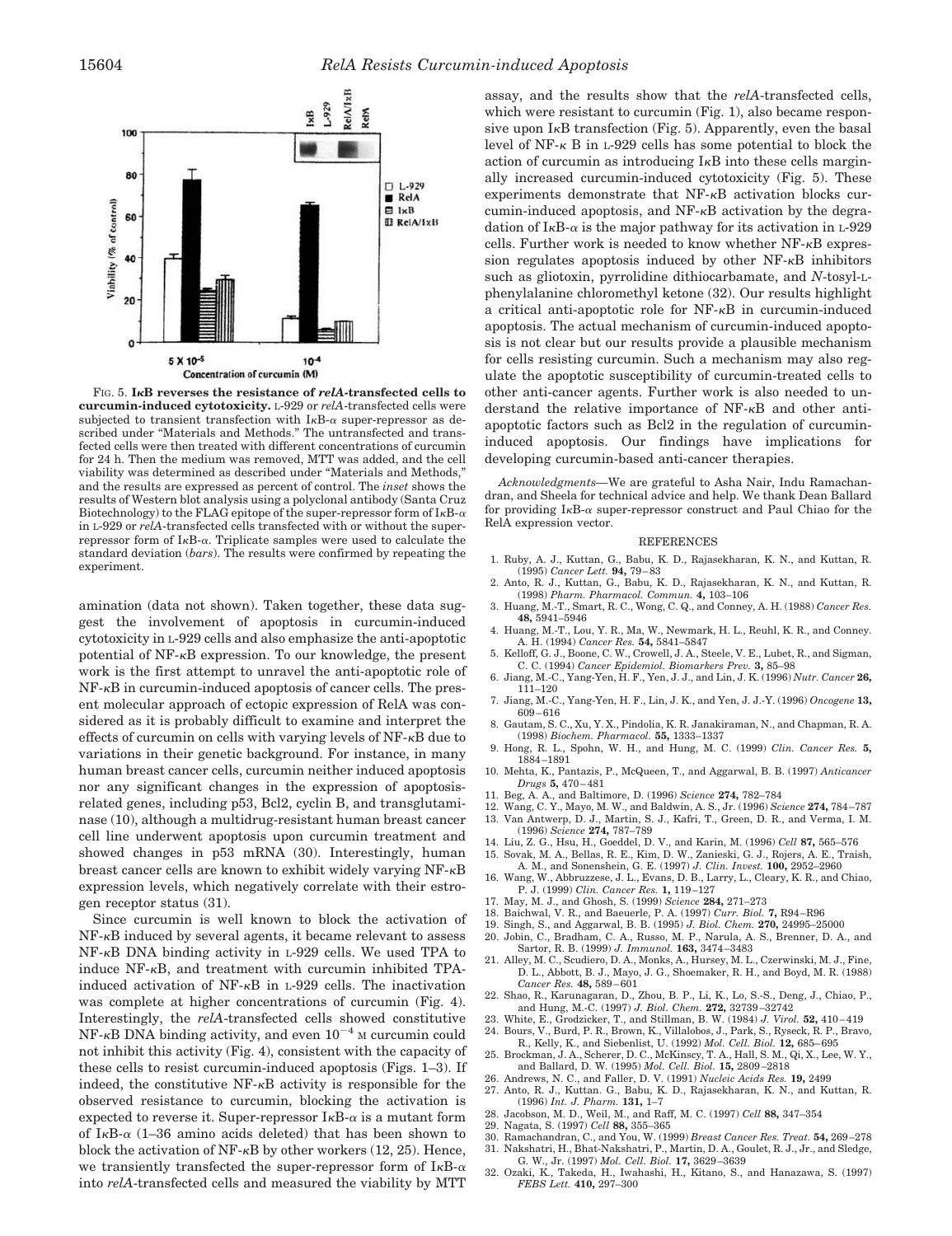IκB
L-929
RelA/IκB
RelA

100
80
60
40
20
0

Viability (% of control)

□ L-929
■ RelA
▤ IκB
▥ RelA/IκB

$5 \times 10^{-5}$
$10^{-4}$

Concentration of curcumin (M)

FIG. 5. **IκB reverses the resistance of *relA*-transfected cells to curcumin-induced cytotoxicity.** L-929 or *relA*-transfected cells were subjected to transient transfection with IκB-α super-repressor as described under "Materials and Methods." The untransfected and transfected cells were then treated with different concentrations of curcumin for 24 h. Then the medium was removed, MTT was added, and the cell viability was determined as described under "Materials and Methods," and the results are expressed as percent of control. The *inset* shows the results of Western blot analysis using a polyclonal antibody (Santa Cruz Biotechnology) to the FLAG epitope of the super-repressor form of IκB-α in L-929 or *relA*-transfected cells transfected with or without the super-repressor form of IκB-α. Triplicate samples were used to calculate the standard deviation (*bars*). The results were confirmed by repeating the experiment.

amination (data not shown). Taken together, these data suggest the involvement of apoptosis in curcumin-induced cytotoxicity in L-929 cells and also emphasize the anti-apoptotic potential of NF-κB expression. To our knowledge, the present work is the first attempt to unravel the anti-apoptotic role of NF-κB in curcumin-induced apoptosis of cancer cells. The present molecular approach of ectopic expression of RelA was considered as it is probably difficult to examine and interpret the effects of curcumin on cells with varying levels of NF-κB due to variations in their genetic background. For instance, in many human breast cancer cells, curcumin neither induced apoptosis nor any significant changes in the expression of apoptosis-related genes, including p53, Bcl2, cyclin B, and transglutaminase (10), although a multidrug-resistant human breast cancer cell line underwent apoptosis upon curcumin treatment and showed changes in p53 mRNA (30). Interestingly, human breast cancer cells are known to exhibit widely varying NF-κB expression levels, which negatively correlate with their estrogen receptor status (31).

Since curcumin is well known to block the activation of NF-κB induced by several agents, it became relevant to assess NF-κB DNA binding activity in L-929 cells. We used TPA to induce NF-κB, and treatment with curcumin inhibited TPA-induced activation of NF-κB in L-929 cells. The inactivation was complete at higher concentrations of curcumin (Fig. 4). Interestingly, the *relA*-transfected cells showed constitutive NF-κB DNA binding activity, and even $10^{-4}$ M curcumin could not inhibit this activity (Fig. 4), consistent with the capacity of these cells to resist curcumin-induced apoptosis (Figs. 1–3). If indeed, the constitutive NF-κB activity is responsible for the observed resistance to curcumin, blocking the activation is expected to reverse it. Super-repressor IκB-α is a mutant form of IκB-α (1–36 amino acids deleted) that has been shown to block the activation of NF-κB by other workers (12, 25). Hence, we transiently transfected the super-repressor form of IκB-α into *relA*-transfected cells and measured the viability by MTT assay, and the results show that the *relA*-transfected cells, which were resistant to curcumin (Fig. 1), also became responsive upon IκB transfection (Fig. 5). Apparently, even the basal level of NF-κ B in L-929 cells has some potential to block the action of curcumin as introducing IκB into these cells marginally increased curcumin-induced cytotoxicity (Fig. 5). These experiments demonstrate that NF-κB activation blocks curcumin-induced apoptosis, and NF-κB activation by the degradation of IκB-α is the major pathway for its activation in L-929 cells. Further work is needed to know whether NF-κB expression regulates apoptosis induced by other NF-κB inhibitors such as gliotoxin, pyrrolidine dithiocarbamate, and *N*-tosyl-L-phenylalanine chloromethyl ketone (32). Our results highlight a critical anti-apoptotic role for NF-κB in curcumin-induced apoptosis. The actual mechanism of curcumin-induced apoptosis is not clear but our results provide a plausible mechanism for cells resisting curcumin. Such a mechanism may also regulate the apoptotic susceptibility of curcumin-treated cells to other anti-cancer agents. Further work is also needed to understand the relative importance of NF-κB and other anti-apoptotic factors such as Bcl2 in the regulation of curcumin-induced apoptosis. Our findings have implications for developing curcumin-based anti-cancer therapies.

*Acknowledgments*—We are grateful to Asha Nair, Indu Ramachandran, and Sheela for technical advice and help. We thank Dean Ballard for providing IκB-α super-repressor construct and Paul Chiao for the RelA expression vector.

## REFERENCES

1. Ruby, A. J., Kuttan, G., Babu, K. D., Rajasekharan, K. N., and Kuttan, R. (1995) *Cancer Lett.* **94,** 79–83
2. Anto, R. J., Kuttan, G., Babu, K. D., Rajasekharan, K. N., and Kuttan, R. (1998) *Pharm. Pharmacol. Commun.* **4,** 103–106
3. Huang, M.-T., Smart, R. C., Wong, C. Q., and Conney, A. H. (1988) *Cancer Res.* **48,** 5941–5946
4. Huang, M.-T., Lou, Y. R., Ma, W., Newmark, H. L., Reuhl, K. R., and Conney, A. H. (1994) *Cancer Res.* **54,** 5841–5847
5. Kelloff, G. J., Boone, C. W., Crowell, J. A., Steele, V. E., Lubet, R., and Sigman, C. C. (1994) *Cancer Epidemiol. Biomarkers Prev.* **3,** 85–98
6. Jiang, M.-C., Yang-Yen, H. F., Yen, J. J., and Lin, J. K. (1996) *Nutr. Cancer* **26,** 111–120
7. Jiang, M.-C., Yang-Yen, H. F., Lin, J. K., and Yen, J. J.-Y. (1996) *Oncogene* **13,** 609–616
8. Gautam, S. C., Xu, Y. X., Pindolia, K. R. Janakiraman, N., and Chapman, R. A. (1998) *Biochem. Pharmacol.* **55,** 1333–1337
9. Hong, R. L., Spohn, W. H., and Hung, M. C. (1999) *Clin. Cancer Res.* **5,** 1884–1891
10. Mehta, K., Pantazis, P., McQueen, T., and Aggarwal, B. B. (1997) *Anticancer Drugs* **5,** 470–481
11. Beg, A. A., and Baltimore, D. (1996) *Science* **274,** 782–784
12. Wang, C. Y., Mayo, M. W., and Baldwin, A. S., Jr. (1996) *Science* **274,** 784–787
13. Van Antwerp, D. J., Martin, S. J., Kafri, T., Green, D. R., and Verma, I. M. (1996) *Science* **274,** 787–789
14. Liu, Z. G., Hsu, H., Goeddel, D. V., and Karin, M. (1996) *Cell* **87,** 565–576
15. Sovak, M. A., Bellas, R. E., Kim, D. W., Zanieski, G. J., Rojers, A. E., Traish, A. M., and Sonenshein, G. E. (1997) *J. Clin. Invest.* **100,** 2952–2960
16. Wang, W., Abbruzzese, J. L., Evans, D. B., Larry, L., Cleary, K. R., and Chiao, P. J. (1999) *Clin. Cancer Res.* **1,** 119–127
17. May, M. J., and Ghosh, S. (1999) *Science* **284,** 271–273
18. Baichwal, V. R., and Baeuerle, P. A. (1997) *Curr. Biol.* **7,** R94–R96
19. Singh, S., and Aggarwal, B. B. (1995) *J. Biol. Chem.* **270,** 24995–25000
20. Jobin, C., Bradham, C. A., Russo, M. P., Narula, A. S., Brenner, D. A., and Sartor, R. B. (1999) *J. Immunol.* **163,** 3474–3483
21. Alley, M. C., Scudiero, D. A., Monks, A., Hursey, M. L., Czerwinski, M. J., Fine, D. L., Abbott, B. J., Mayo, J. G., Shoemaker, R. H., and Boyd, M. R. (1988) *Cancer Res.* **48,** 589–601
22. Shao, R., Karunagaran, D., Zhou, B. P., Li, K., Lo, S.-S., Deng, J., Chiao, P., and Hung, M.-C. (1997) *J. Biol. Chem.* **272,** 32739–32742
23. White, E., Grodzicker, T., and Stillman, B. W. (1984) *J. Virol.* **52,** 410–419
24. Bours, V., Burd, P. R., Brown, K., Villalobos, J., Park, S., Ryseck, R. P., Bravo, R., Kelly, K., and Siebenlist, U. (1992) *Mol. Cell. Biol.* **12,** 685–695
25. Brockman, J. A., Scherer, D. C., McKinscy, T. A., Hall, S. M., Qi, X., Lee, W. Y., and Ballard, D. W. (1995) *Mol. Cell. Biol.* **15,** 2809–2818
26. Andrews, N. C., and Faller, D. V. (1991) *Nucleic Acids Res.* **19,** 2499
27. Anto, R. J., Kuttan. G., Babu, K. D., Rajasekharan, K. N., and Kuttan, R. (1996) *Int. J. Pharm.* **131,** 1–7
28. Jacobson, M. D., Weil, M., and Raff, M. C. (1997) *Cell* **88,** 347–354
29. Nagata, S. (1997) *Cell* **88,** 355–365
30. Ramachandran, C., and You, W. (1999) *Breast Cancer Res. Treat.* **54,** 269–278
31. Nakshatri, H., Bhat-Nakshatri, P., Martin, D. A., Goulet, R. J., Jr., and Sledge, G. W., Jr. (1997) *Mol. Cell. Biol.* **17,** 3629–3639
32. Ozaki, K., Takeda, H., Iwahashi, H., Kitano, S., and Hanazawa, S. (1997) *FEBS Lett.* **410,** 297–300